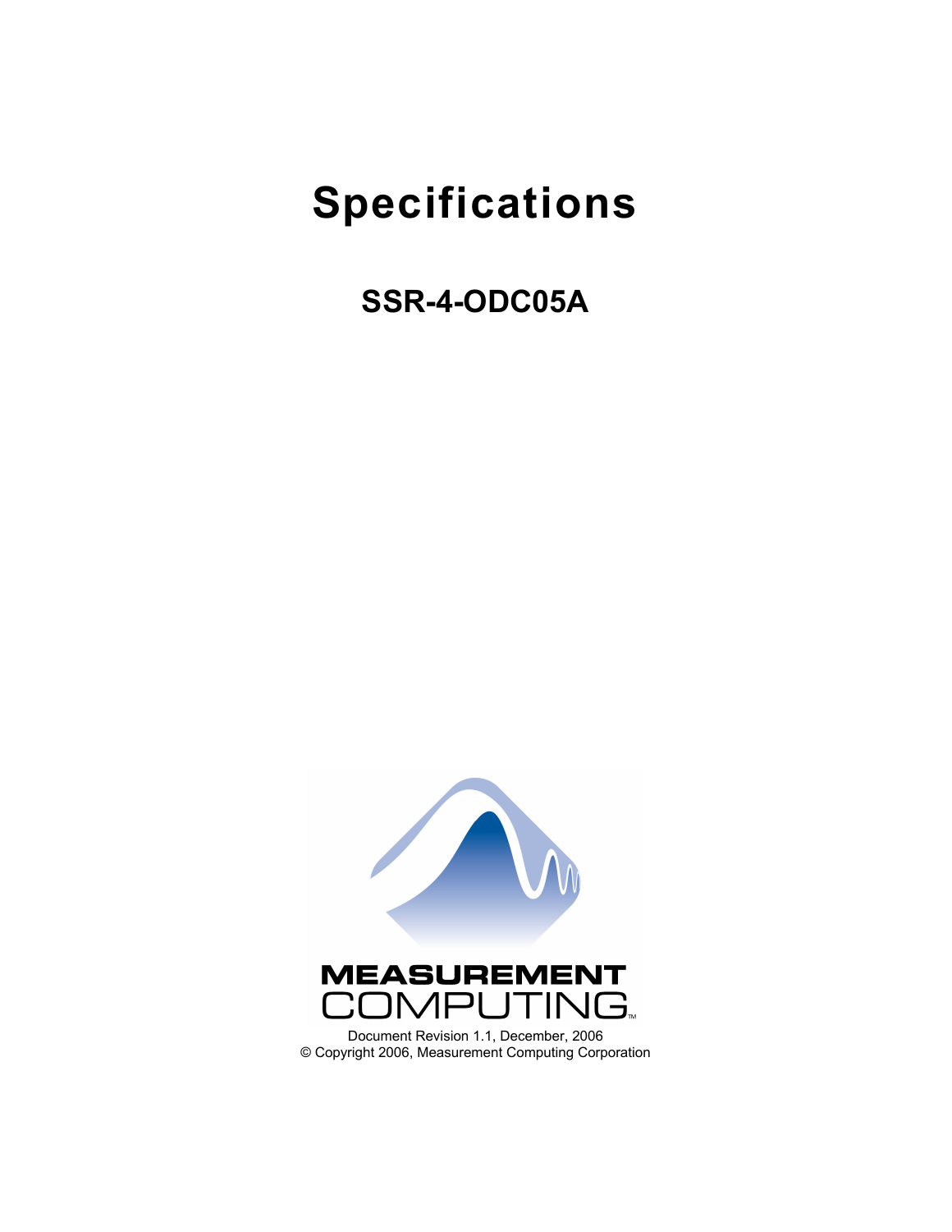# Specifications

## SSR-4-ODC05A

MEASUREMENT COMPUTING

Document Revision 1.1, December, 2006
© Copyright 2006, Measurement Computing Corporation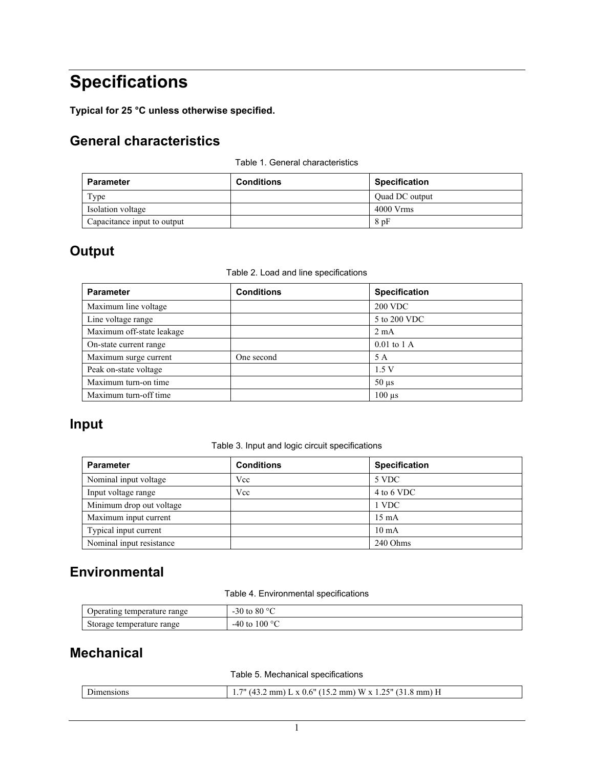# Specifications

**Typical for 25 °C unless otherwise specified.**

## General characteristics

Table 1. General characteristics

| Parameter | Conditions | Specification |
|---|---|---|
| Type | | Quad DC output |
| Isolation voltage | | 4000 Vrms |
| Capacitance input to output | | 8 pF |

## Output

Table 2. Load and line specifications

| Parameter | Conditions | Specification |
|---|---|---|
| Maximum line voltage | | 200 VDC |
| Line voltage range | | 5 to 200 VDC |
| Maximum off-state leakage | | 2 mA |
| On-state current range | | 0.01 to 1 A |
| Maximum surge current | One second | 5 A |
| Peak on-state voltage | | 1.5 V |
| Maximum turn-on time | | 50 µs |
| Maximum turn-off time | | 100 µs |

## Input

Table 3. Input and logic circuit specifications

| Parameter | Conditions | Specification |
|---|---|---|
| Nominal input voltage | Vcc | 5 VDC |
| Input voltage range | Vcc | 4 to 6 VDC |
| Minimum drop out voltage | | 1 VDC |
| Maximum input current | | 15 mA |
| Typical input current | | 10 mA |
| Nominal input resistance | | 240 Ohms |

## Environmental

Table 4. Environmental specifications

| | |
|---|---|
| Operating temperature range | -30 to 80 °C |
| Storage temperature range | -40 to 100 °C |

## Mechanical

Table 5. Mechanical specifications

| | |
|---|---|
| Dimensions | 1.7" (43.2 mm) L x 0.6" (15.2 mm) W x 1.25" (31.8 mm) H |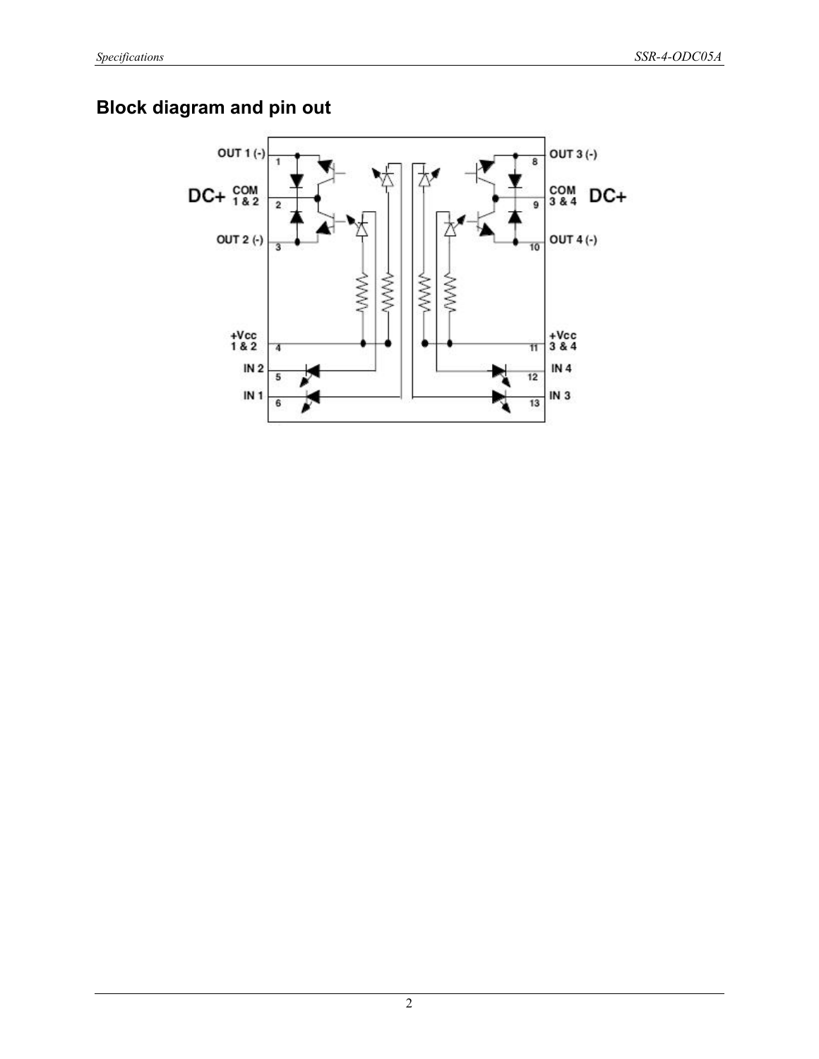## Block diagram and pin out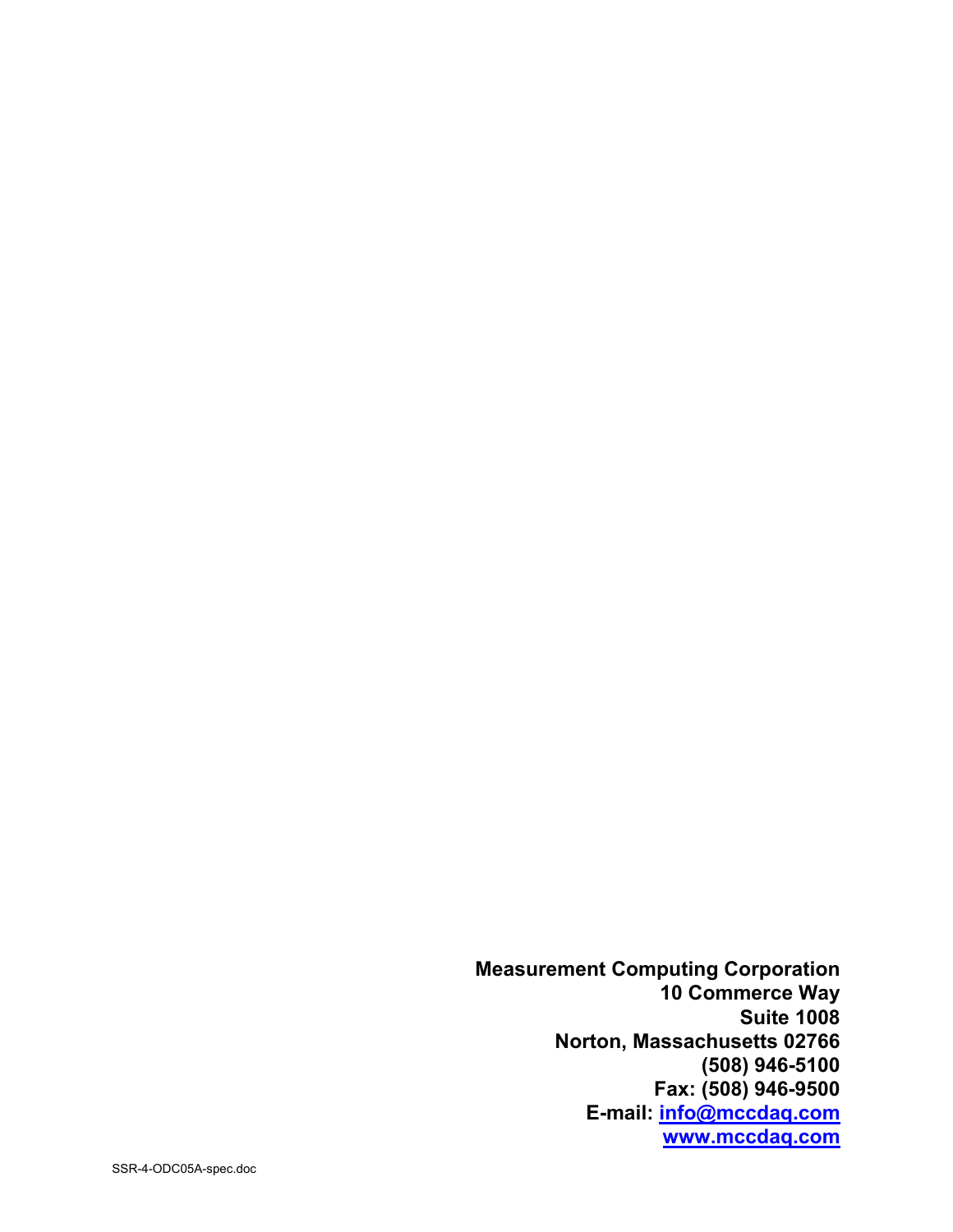**Measurement Computing Corporation**
**10 Commerce Way**
**Suite 1008**
**Norton, Massachusetts 02766**
**(508) 946-5100**
**Fax: (508) 946-9500**
**E-mail: info@mccdaq.com**
**www.mccdaq.com**

SSR-4-ODC05A-spec.doc